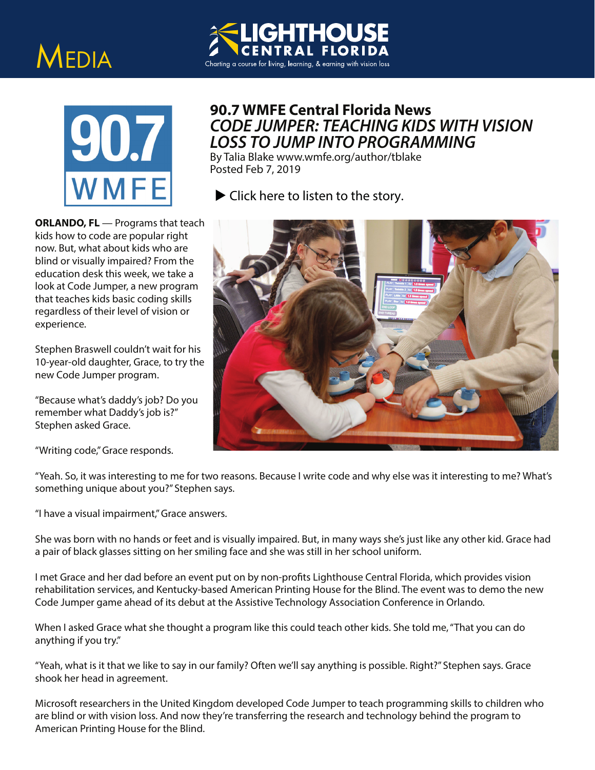MEDIA

LIGHTHOUSE CENTRAL FLORIDA

Charting a course for living, learning, & earning with vision loss

# 90.7 WMFE Central Florida News

## *CODE JUMPER: TEACHING KIDS WITH VISION LOSS TO JUMP INTO PROGRAMMING*

By Talia Blake www.wmfe.org/author/tblake
Posted Feb 7, 2019

▶ Click here to listen to the story.

**ORLANDO, FL** — Programs that teach kids how to code are popular right now. But, what about kids who are blind or visually impaired? From the education desk this week, we take a look at Code Jumper, a new program that teaches kids basic coding skills regardless of their level of vision or experience.

Stephen Braswell couldn't wait for his 10-year-old daughter, Grace, to try the new Code Jumper program.

"Because what's daddy's job? Do you remember what Daddy's job is?" Stephen asked Grace.

"Writing code," Grace responds.

"Yeah. So, it was interesting to me for two reasons. Because I write code and why else was it interesting to me? What's something unique about you?" Stephen says.

"I have a visual impairment," Grace answers.

She was born with no hands or feet and is visually impaired. But, in many ways she's just like any other kid. Grace had a pair of black glasses sitting on her smiling face and she was still in her school uniform.

I met Grace and her dad before an event put on by non-profits Lighthouse Central Florida, which provides vision rehabilitation services, and Kentucky-based American Printing House for the Blind. The event was to demo the new Code Jumper game ahead of its debut at the Assistive Technology Association Conference in Orlando.

When I asked Grace what she thought a program like this could teach other kids. She told me, "That you can do anything if you try."

"Yeah, what is it that we like to say in our family? Often we'll say anything is possible. Right?" Stephen says. Grace shook her head in agreement.

Microsoft researchers in the United Kingdom developed Code Jumper to teach programming skills to children who are blind or with vision loss. And now they're transferring the research and technology behind the program to American Printing House for the Blind.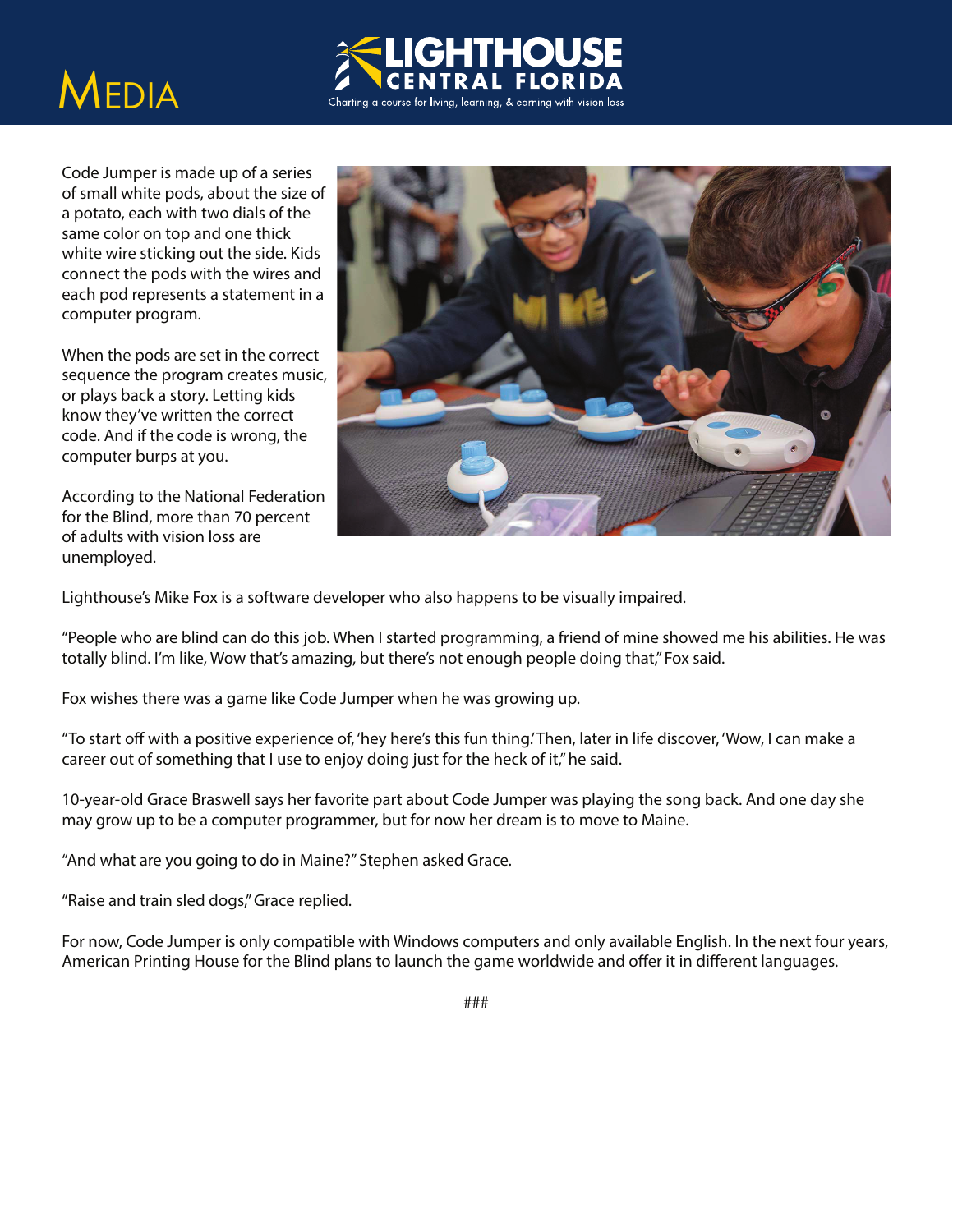Code Jumper is made up of a series of small white pods, about the size of a potato, each with two dials of the same color on top and one thick white wire sticking out the side. Kids connect the pods with the wires and each pod represents a statement in a computer program.

When the pods are set in the correct sequence the program creates music, or plays back a story. Letting kids know they've written the correct code. And if the code is wrong, the computer burps at you.

According to the National Federation for the Blind, more than 70 percent of adults with vision loss are unemployed.

Lighthouse's Mike Fox is a software developer who also happens to be visually impaired.

"People who are blind can do this job. When I started programming, a friend of mine showed me his abilities. He was totally blind. I'm like, Wow that's amazing, but there's not enough people doing that," Fox said.

Fox wishes there was a game like Code Jumper when he was growing up.

"To start off with a positive experience of, 'hey here's this fun thing.' Then, later in life discover, 'Wow, I can make a career out of something that I use to enjoy doing just for the heck of it," he said.

10-year-old Grace Braswell says her favorite part about Code Jumper was playing the song back. And one day she may grow up to be a computer programmer, but for now her dream is to move to Maine.

"And what are you going to do in Maine?" Stephen asked Grace.

"Raise and train sled dogs," Grace replied.

For now, Code Jumper is only compatible with Windows computers and only available English. In the next four years, American Printing House for the Blind plans to launch the game worldwide and offer it in different languages.

###